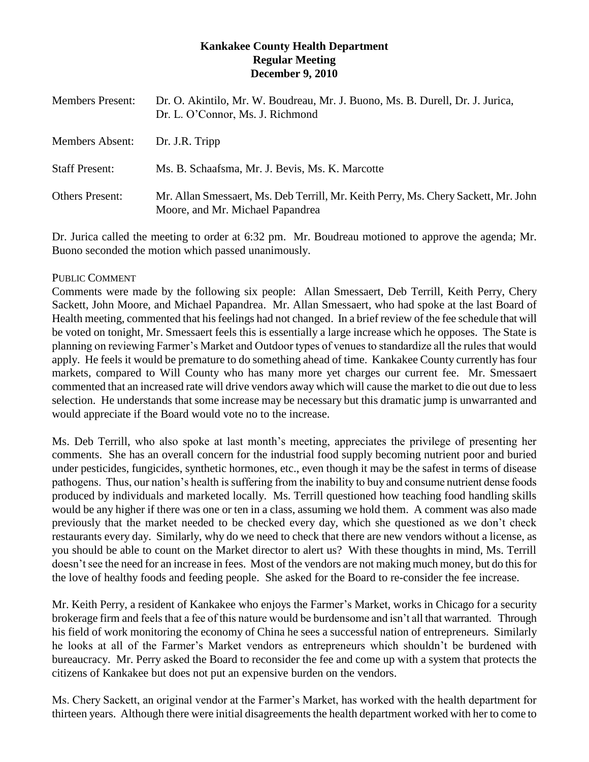**Kankakee County Health Department**
**Regular Meeting**
**December 9, 2010**

| | |
|---|---|
| Members Present: | Dr. O. Akintilo, Mr. W. Boudreau, Mr. J. Buono, Ms. B. Durell, Dr. J. Jurica, Dr. L. O'Connor, Ms. J. Richmond |
| Members Absent: | Dr. J.R. Tripp |
| Staff Present: | Ms. B. Schaafsma, Mr. J. Bevis, Ms. K. Marcotte |
| Others Present: | Mr. Allan Smessaert, Ms. Deb Terrill, Mr. Keith Perry, Ms. Chery Sackett, Mr. John Moore, and Mr. Michael Papandrea |

Dr. Jurica called the meeting to order at 6:32 pm. Mr. Boudreau motioned to approve the agenda; Mr. Buono seconded the motion which passed unanimously.

PUBLIC COMMENT

Comments were made by the following six people: Allan Smessaert, Deb Terrill, Keith Perry, Chery Sackett, John Moore, and Michael Papandrea. Mr. Allan Smessaert, who had spoke at the last Board of Health meeting, commented that his feelings had not changed. In a brief review of the fee schedule that will be voted on tonight, Mr. Smessaert feels this is essentially a large increase which he opposes. The State is planning on reviewing Farmer's Market and Outdoor types of venues to standardize all the rules that would apply. He feels it would be premature to do something ahead of time. Kankakee County currently has four markets, compared to Will County who has many more yet charges our current fee. Mr. Smessaert commented that an increased rate will drive vendors away which will cause the market to die out due to less selection. He understands that some increase may be necessary but this dramatic jump is unwarranted and would appreciate if the Board would vote no to the increase.

Ms. Deb Terrill, who also spoke at last month's meeting, appreciates the privilege of presenting her comments. She has an overall concern for the industrial food supply becoming nutrient poor and buried under pesticides, fungicides, synthetic hormones, etc., even though it may be the safest in terms of disease pathogens. Thus, our nation's health is suffering from the inability to buy and consume nutrient dense foods produced by individuals and marketed locally. Ms. Terrill questioned how teaching food handling skills would be any higher if there was one or ten in a class, assuming we hold them. A comment was also made previously that the market needed to be checked every day, which she questioned as we don't check restaurants every day. Similarly, why do we need to check that there are new vendors without a license, as you should be able to count on the Market director to alert us? With these thoughts in mind, Ms. Terrill doesn't see the need for an increase in fees. Most of the vendors are not making much money, but do this for the love of healthy foods and feeding people. She asked for the Board to re-consider the fee increase.

Mr. Keith Perry, a resident of Kankakee who enjoys the Farmer's Market, works in Chicago for a security brokerage firm and feels that a fee of this nature would be burdensome and isn't all that warranted. Through his field of work monitoring the economy of China he sees a successful nation of entrepreneurs. Similarly he looks at all of the Farmer's Market vendors as entrepreneurs which shouldn't be burdened with bureaucracy. Mr. Perry asked the Board to reconsider the fee and come up with a system that protects the citizens of Kankakee but does not put an expensive burden on the vendors.

Ms. Chery Sackett, an original vendor at the Farmer's Market, has worked with the health department for thirteen years. Although there were initial disagreements the health department worked with her to come to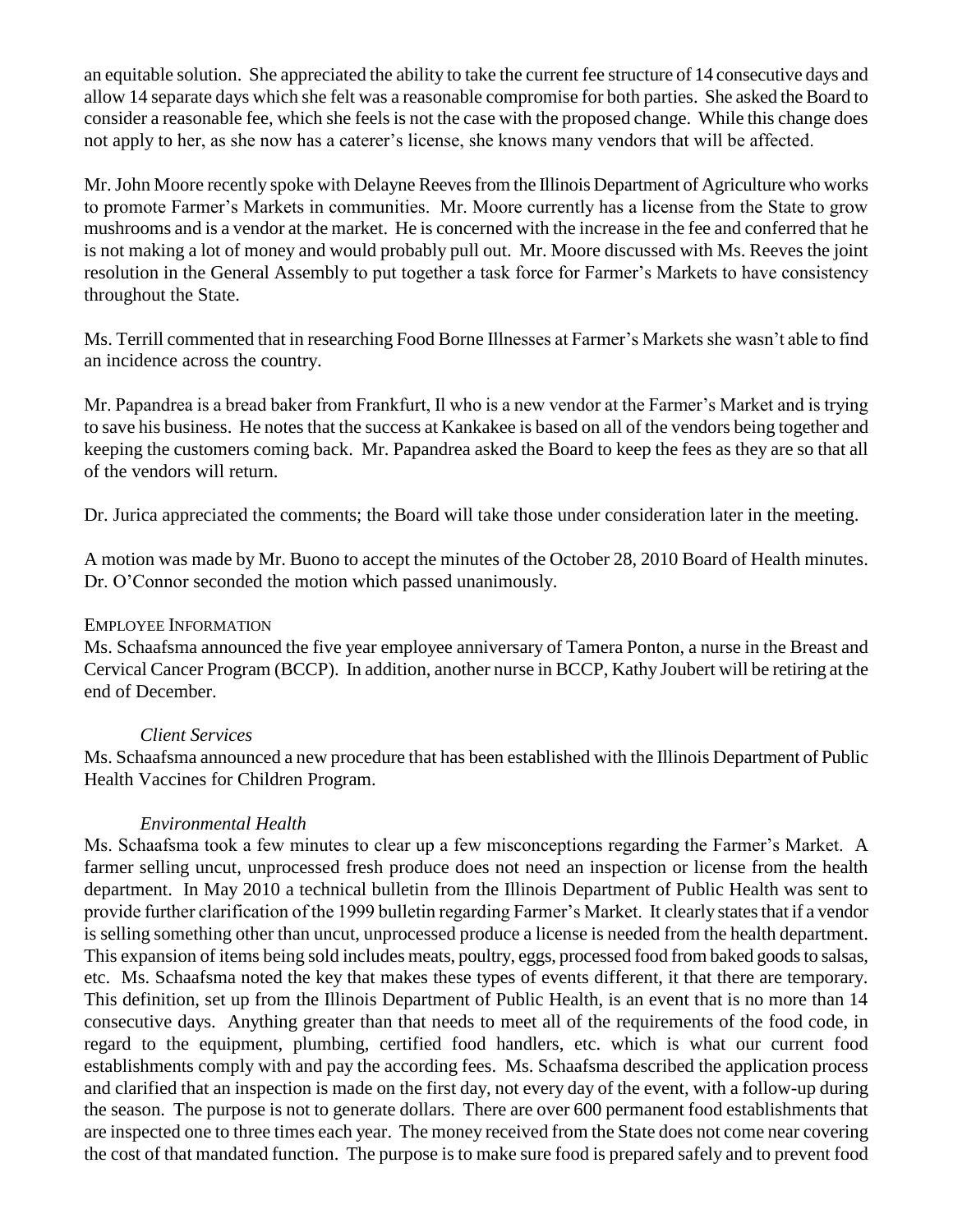an equitable solution. She appreciated the ability to take the current fee structure of 14 consecutive days and allow 14 separate days which she felt was a reasonable compromise for both parties. She asked the Board to consider a reasonable fee, which she feels is not the case with the proposed change. While this change does not apply to her, as she now has a caterer's license, she knows many vendors that will be affected.

Mr. John Moore recently spoke with Delayne Reeves from the Illinois Department of Agriculture who works to promote Farmer's Markets in communities. Mr. Moore currently has a license from the State to grow mushrooms and is a vendor at the market. He is concerned with the increase in the fee and conferred that he is not making a lot of money and would probably pull out. Mr. Moore discussed with Ms. Reeves the joint resolution in the General Assembly to put together a task force for Farmer's Markets to have consistency throughout the State.

Ms. Terrill commented that in researching Food Borne Illnesses at Farmer's Markets she wasn't able to find an incidence across the country.

Mr. Papandrea is a bread baker from Frankfurt, Il who is a new vendor at the Farmer's Market and is trying to save his business. He notes that the success at Kankakee is based on all of the vendors being together and keeping the customers coming back. Mr. Papandrea asked the Board to keep the fees as they are so that all of the vendors will return.

Dr. Jurica appreciated the comments; the Board will take those under consideration later in the meeting.

A motion was made by Mr. Buono to accept the minutes of the October 28, 2010 Board of Health minutes. Dr. O'Connor seconded the motion which passed unanimously.

EMPLOYEE INFORMATION

Ms. Schaafsma announced the five year employee anniversary of Tamera Ponton, a nurse in the Breast and Cervical Cancer Program (BCCP). In addition, another nurse in BCCP, Kathy Joubert will be retiring at the end of December.

*Client Services*

Ms. Schaafsma announced a new procedure that has been established with the Illinois Department of Public Health Vaccines for Children Program.

*Environmental Health*

Ms. Schaafsma took a few minutes to clear up a few misconceptions regarding the Farmer's Market. A farmer selling uncut, unprocessed fresh produce does not need an inspection or license from the health department. In May 2010 a technical bulletin from the Illinois Department of Public Health was sent to provide further clarification of the 1999 bulletin regarding Farmer's Market. It clearly states that if a vendor is selling something other than uncut, unprocessed produce a license is needed from the health department. This expansion of items being sold includes meats, poultry, eggs, processed food from baked goods to salsas, etc. Ms. Schaafsma noted the key that makes these types of events different, it that there are temporary. This definition, set up from the Illinois Department of Public Health, is an event that is no more than 14 consecutive days. Anything greater than that needs to meet all of the requirements of the food code, in regard to the equipment, plumbing, certified food handlers, etc. which is what our current food establishments comply with and pay the according fees. Ms. Schaafsma described the application process and clarified that an inspection is made on the first day, not every day of the event, with a follow-up during the season. The purpose is not to generate dollars. There are over 600 permanent food establishments that are inspected one to three times each year. The money received from the State does not come near covering the cost of that mandated function. The purpose is to make sure food is prepared safely and to prevent food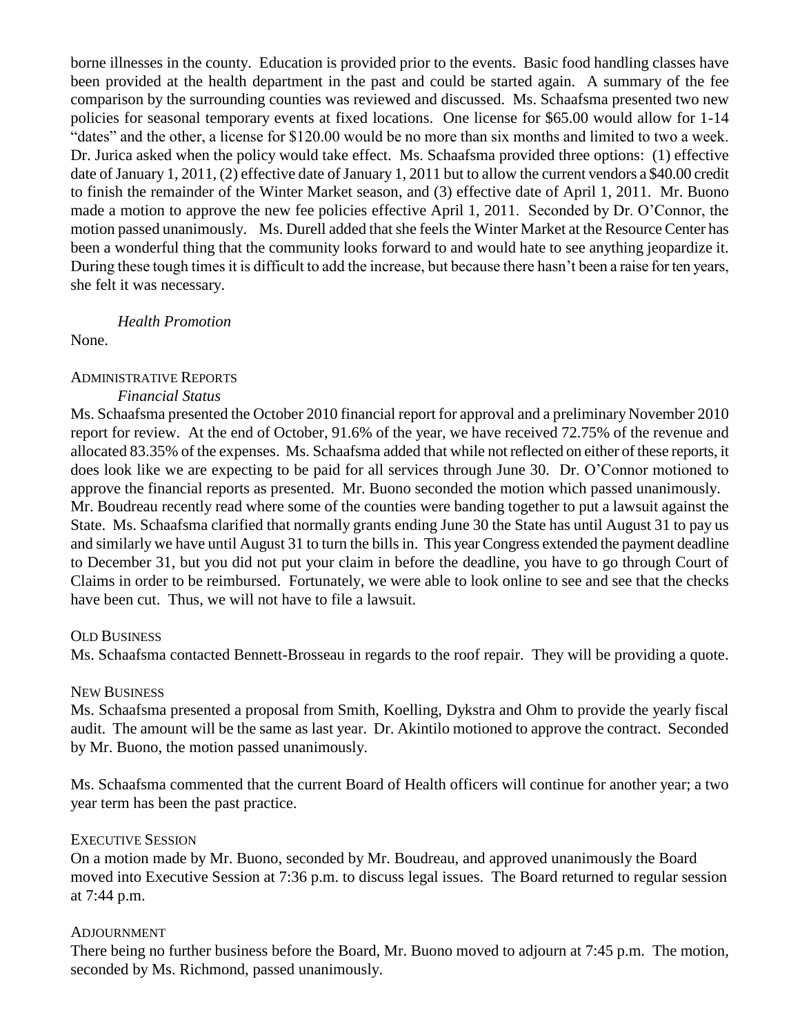borne illnesses in the county. Education is provided prior to the events. Basic food handling classes have been provided at the health department in the past and could be started again. A summary of the fee comparison by the surrounding counties was reviewed and discussed. Ms. Schaafsma presented two new policies for seasonal temporary events at fixed locations. One license for $65.00 would allow for 1-14 "dates" and the other, a license for $120.00 would be no more than six months and limited to two a week. Dr. Jurica asked when the policy would take effect. Ms. Schaafsma provided three options: (1) effective date of January 1, 2011, (2) effective date of January 1, 2011 but to allow the current vendors a $40.00 credit to finish the remainder of the Winter Market season, and (3) effective date of April 1, 2011. Mr. Buono made a motion to approve the new fee policies effective April 1, 2011. Seconded by Dr. O'Connor, the motion passed unanimously. Ms. Durell added that she feels the Winter Market at the Resource Center has been a wonderful thing that the community looks forward to and would hate to see anything jeopardize it. During these tough times it is difficult to add the increase, but because there hasn't been a raise for ten years, she felt it was necessary.

*Health Promotion*

None.

ADMINISTRATIVE REPORTS

*Financial Status*

Ms. Schaafsma presented the October 2010 financial report for approval and a preliminary November 2010 report for review. At the end of October, 91.6% of the year, we have received 72.75% of the revenue and allocated 83.35% of the expenses. Ms. Schaafsma added that while not reflected on either of these reports, it does look like we are expecting to be paid for all services through June 30. Dr. O'Connor motioned to approve the financial reports as presented. Mr. Buono seconded the motion which passed unanimously. Mr. Boudreau recently read where some of the counties were banding together to put a lawsuit against the State. Ms. Schaafsma clarified that normally grants ending June 30 the State has until August 31 to pay us and similarly we have until August 31 to turn the bills in. This year Congress extended the payment deadline to December 31, but you did not put your claim in before the deadline, you have to go through Court of Claims in order to be reimbursed. Fortunately, we were able to look online to see and see that the checks have been cut. Thus, we will not have to file a lawsuit.

OLD BUSINESS

Ms. Schaafsma contacted Bennett-Brosseau in regards to the roof repair. They will be providing a quote.

NEW BUSINESS

Ms. Schaafsma presented a proposal from Smith, Koelling, Dykstra and Ohm to provide the yearly fiscal audit. The amount will be the same as last year. Dr. Akintilo motioned to approve the contract. Seconded by Mr. Buono, the motion passed unanimously.

Ms. Schaafsma commented that the current Board of Health officers will continue for another year; a two year term has been the past practice.

EXECUTIVE SESSION

On a motion made by Mr. Buono, seconded by Mr. Boudreau, and approved unanimously the Board moved into Executive Session at 7:36 p.m. to discuss legal issues. The Board returned to regular session at 7:44 p.m.

ADJOURNMENT

There being no further business before the Board, Mr. Buono moved to adjourn at 7:45 p.m. The motion, seconded by Ms. Richmond, passed unanimously.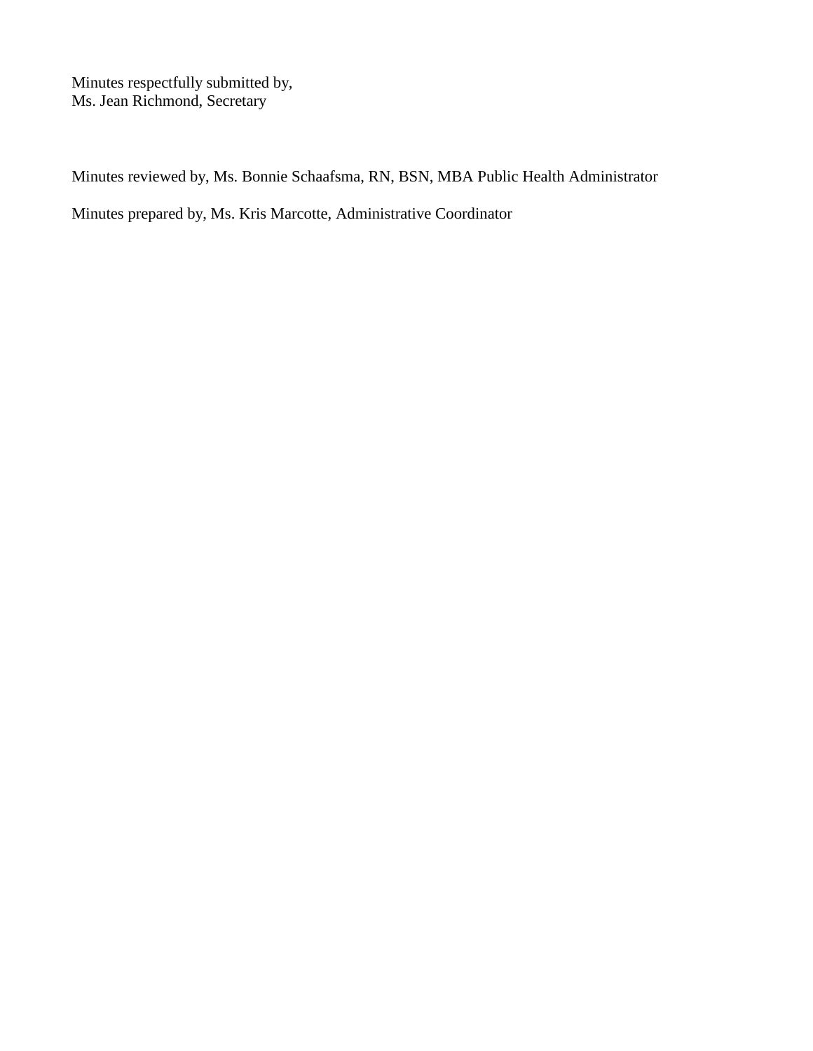Minutes respectfully submitted by,
Ms. Jean Richmond, Secretary

Minutes reviewed by, Ms. Bonnie Schaafsma, RN, BSN, MBA Public Health Administrator

Minutes prepared by, Ms. Kris Marcotte, Administrative Coordinator